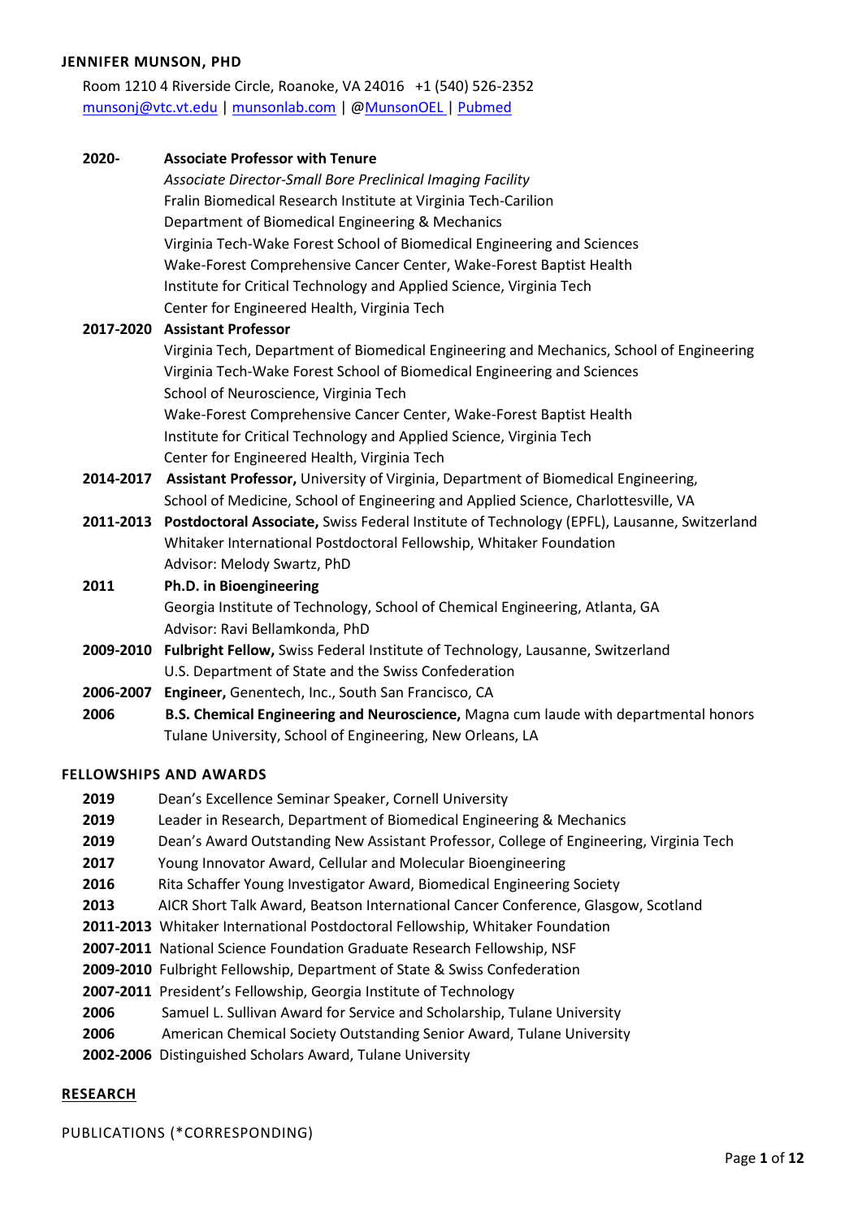# JENNIFER MUNSON, PHD

Room 1210 4 Riverside Circle, Roanoke, VA 24016   +1 (540) 526-2352
munsonj@vtc.vt.edu | munsonlab.com | @MunsonOEL | Pubmed

**2020-** **Associate Professor with Tenure**
*Associate Director-Small Bore Preclinical Imaging Facility*
Fralin Biomedical Research Institute at Virginia Tech-Carilion
Department of Biomedical Engineering & Mechanics
Virginia Tech-Wake Forest School of Biomedical Engineering and Sciences
Wake-Forest Comprehensive Cancer Center, Wake-Forest Baptist Health
Institute for Critical Technology and Applied Science, Virginia Tech
Center for Engineered Health, Virginia Tech

**2017-2020** **Assistant Professor**
Virginia Tech, Department of Biomedical Engineering and Mechanics, School of Engineering
Virginia Tech-Wake Forest School of Biomedical Engineering and Sciences
School of Neuroscience, Virginia Tech
Wake-Forest Comprehensive Cancer Center, Wake-Forest Baptist Health
Institute for Critical Technology and Applied Science, Virginia Tech
Center for Engineered Health, Virginia Tech

**2014-2017** **Assistant Professor,** University of Virginia, Department of Biomedical Engineering, School of Medicine, School of Engineering and Applied Science, Charlottesville, VA

**2011-2013** **Postdoctoral Associate,** Swiss Federal Institute of Technology (EPFL), Lausanne, Switzerland
Whitaker International Postdoctoral Fellowship, Whitaker Foundation
Advisor: Melody Swartz, PhD

**2011** **Ph.D. in Bioengineering**
Georgia Institute of Technology, School of Chemical Engineering, Atlanta, GA
Advisor: Ravi Bellamkonda, PhD

**2009-2010** **Fulbright Fellow,** Swiss Federal Institute of Technology, Lausanne, Switzerland
U.S. Department of State and the Swiss Confederation

**2006-2007** **Engineer,** Genentech, Inc., South San Francisco, CA

**2006** **B.S. Chemical Engineering and Neuroscience,** Magna cum laude with departmental honors
Tulane University, School of Engineering, New Orleans, LA

## FELLOWSHIPS AND AWARDS

- **2019** Dean's Excellence Seminar Speaker, Cornell University
- **2019** Leader in Research, Department of Biomedical Engineering & Mechanics
- **2019** Dean's Award Outstanding New Assistant Professor, College of Engineering, Virginia Tech
- **2017** Young Innovator Award, Cellular and Molecular Bioengineering
- **2016** Rita Schaffer Young Investigator Award, Biomedical Engineering Society
- **2013** AICR Short Talk Award, Beatson International Cancer Conference, Glasgow, Scotland
- **2011-2013** Whitaker International Postdoctoral Fellowship, Whitaker Foundation
- **2007-2011** National Science Foundation Graduate Research Fellowship, NSF
- **2009-2010** Fulbright Fellowship, Department of State & Swiss Confederation
- **2007-2011** President's Fellowship, Georgia Institute of Technology
- **2006** Samuel L. Sullivan Award for Service and Scholarship, Tulane University
- **2006** American Chemical Society Outstanding Senior Award, Tulane University
- **2002-2006** Distinguished Scholars Award, Tulane University

## RESEARCH

### PUBLICATIONS (*CORRESPONDING)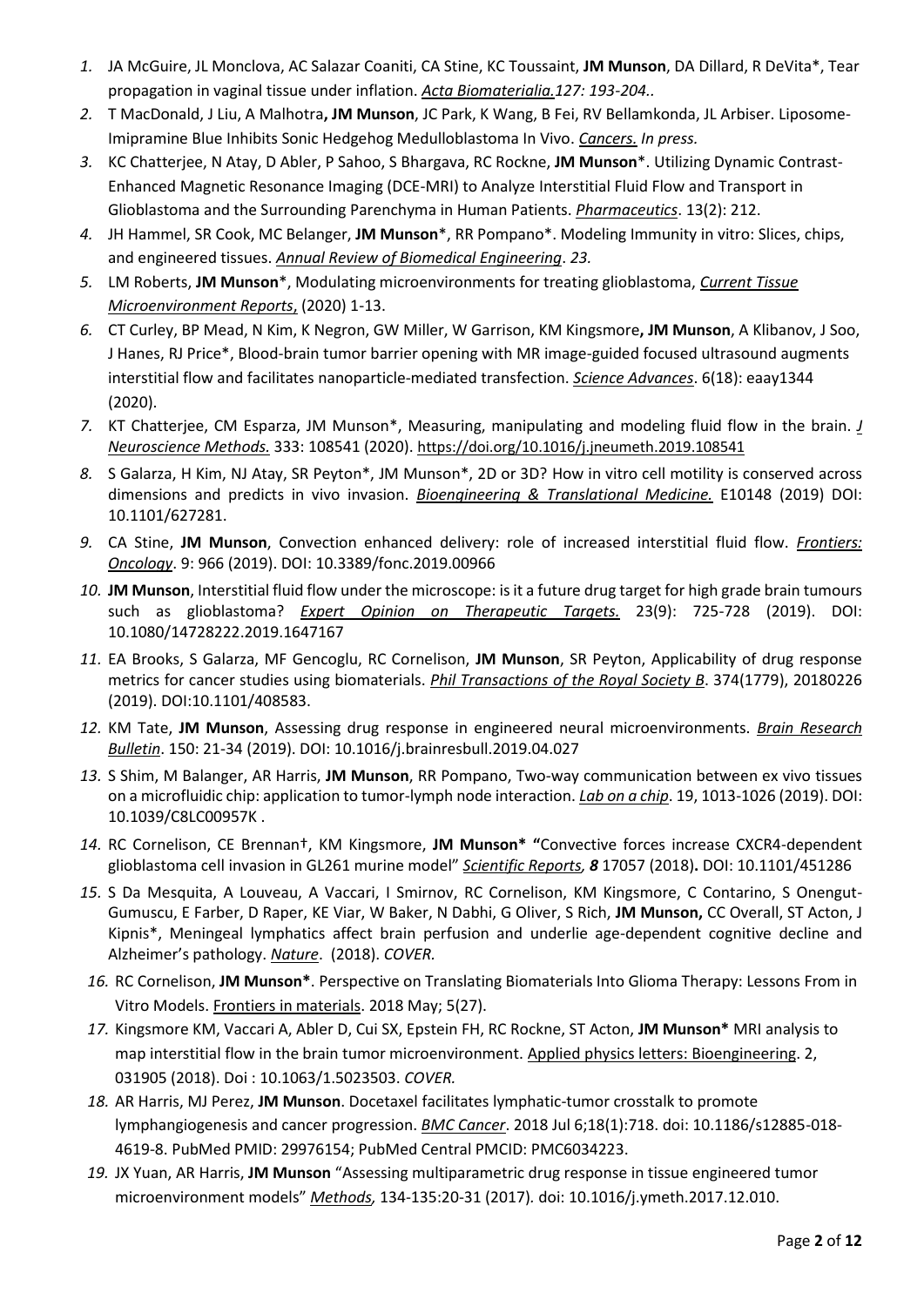1. JA McGuire, JL Monclova, AC Salazar Coaniti, CA Stine, KC Toussaint, **JM Munson**, DA Dillard, R DeVita*, Tear propagation in vaginal tissue under inflation. *Acta Biomaterialia.127: 193-204..*
2. T MacDonald, J Liu, A Malhotra**, JM Munson**, JC Park, K Wang, B Fei, RV Bellamkonda, JL Arbiser. Liposome-Imipramine Blue Inhibits Sonic Hedgehog Medulloblastoma In Vivo. *Cancers. In press.*
3. KC Chatterjee, N Atay, D Abler, P Sahoo, S Bhargava, RC Rockne, **JM Munson***. Utilizing Dynamic Contrast-Enhanced Magnetic Resonance Imaging (DCE-MRI) to Analyze Interstitial Fluid Flow and Transport in Glioblastoma and the Surrounding Parenchyma in Human Patients. *Pharmaceutics*. 13(2): 212.
4. JH Hammel, SR Cook, MC Belanger, **JM Munson***, RR Pompano*. Modeling Immunity in vitro: Slices, chips, and engineered tissues. *Annual Review of Biomedical Engineering*. *23.*
5. LM Roberts, **JM Munson***, Modulating microenvironments for treating glioblastoma, *Current Tissue Microenvironment Reports*, (2020) 1-13.
6. CT Curley, BP Mead, N Kim, K Negron, GW Miller, W Garrison, KM Kingsmore**, JM Munson**, A Klibanov, J Soo, J Hanes, RJ Price*, Blood-brain tumor barrier opening with MR image-guided focused ultrasound augments interstitial flow and facilitates nanoparticle-mediated transfection. *Science Advances*. 6(18): eaay1344 (2020).
7. KT Chatterjee, CM Esparza, JM Munson*, Measuring, manipulating and modeling fluid flow in the brain. *J Neuroscience Methods.* 333: 108541 (2020). https://doi.org/10.1016/j.jneumeth.2019.108541
8. S Galarza, H Kim, NJ Atay, SR Peyton*, JM Munson*, 2D or 3D? How in vitro cell motility is conserved across dimensions and predicts in vivo invasion. ***Bioengineering & Translational Medicine.*** E10148 (2019) DOI: 10.1101/627281.
9. CA Stine, **JM Munson**, Convection enhanced delivery: role of increased interstitial fluid flow. *Frontiers: Oncology*. 9: 966 (2019). DOI: 10.3389/fonc.2019.00966
10. **JM Munson**, Interstitial fluid flow under the microscope: is it a future drug target for high grade brain tumours such as glioblastoma? *Expert Opinion on Therapeutic Targets.* 23(9): 725-728 (2019). DOI: 10.1080/14728222.2019.1647167
11. EA Brooks, S Galarza, MF Gencoglu, RC Cornelison, **JM Munson**, SR Peyton, Applicability of drug response metrics for cancer studies using biomaterials. *Phil Transactions of the Royal Society B*. 374(1779), 20180226 (2019). DOI:10.1101/408583.
12. KM Tate, **JM Munson**, Assessing drug response in engineered neural microenvironments. *Brain Research Bulletin*. 150: 21-34 (2019). DOI: 10.1016/j.brainresbull.2019.04.027
13. S Shim, M Balanger, AR Harris, **JM Munson**, RR Pompano, Two-way communication between ex vivo tissues on a microfluidic chip: application to tumor-lymph node interaction. *Lab on a chip*. 19, 1013-1026 (2019). DOI: 10.1039/C8LC00957K .
14. RC Cornelison, CE Brennan†, KM Kingsmore, **JM Munson\* "**Convective forces increase CXCR4-dependent glioblastoma cell invasion in GL261 murine model" *Scientific Reports, **8*** 17057 (2018)**.** DOI: 10.1101/451286
15. S Da Mesquita, A Louveau, A Vaccari, I Smirnov, RC Cornelison, KM Kingsmore, C Contarino, S Onengut-Gumuscu, E Farber, D Raper, KE Viar, W Baker, N Dabhi, G Oliver, S Rich, **JM Munson,** CC Overall, ST Acton, J Kipnis*, Meningeal lymphatics affect brain perfusion and underlie age-dependent cognitive decline and Alzheimer's pathology. *Nature*. (2018). *COVER.*
16. RC Cornelison, **JM Munson***. Perspective on Translating Biomaterials Into Glioma Therapy: Lessons From in Vitro Models. Frontiers in materials. 2018 May; 5(27).
17. Kingsmore KM, Vaccari A, Abler D, Cui SX, Epstein FH, RC Rockne, ST Acton, **JM Munson*** MRI analysis to map interstitial flow in the brain tumor microenvironment. Applied physics letters: Bioengineering. 2, 031905 (2018). Doi : 10.1063/1.5023503. *COVER.*
18. AR Harris, MJ Perez, **JM Munson**. Docetaxel facilitates lymphatic-tumor crosstalk to promote lymphangiogenesis and cancer progression. *BMC Cancer*. 2018 Jul 6;18(1):718. doi: 10.1186/s12885-018-4619-8. PubMed PMID: 29976154; PubMed Central PMCID: PMC6034223.
19. JX Yuan, AR Harris, **JM Munson** "Assessing multiparametric drug response in tissue engineered tumor microenvironment models" *Methods,* 134-135:20-31 (2017)*.* doi: 10.1016/j.ymeth.2017.12.010.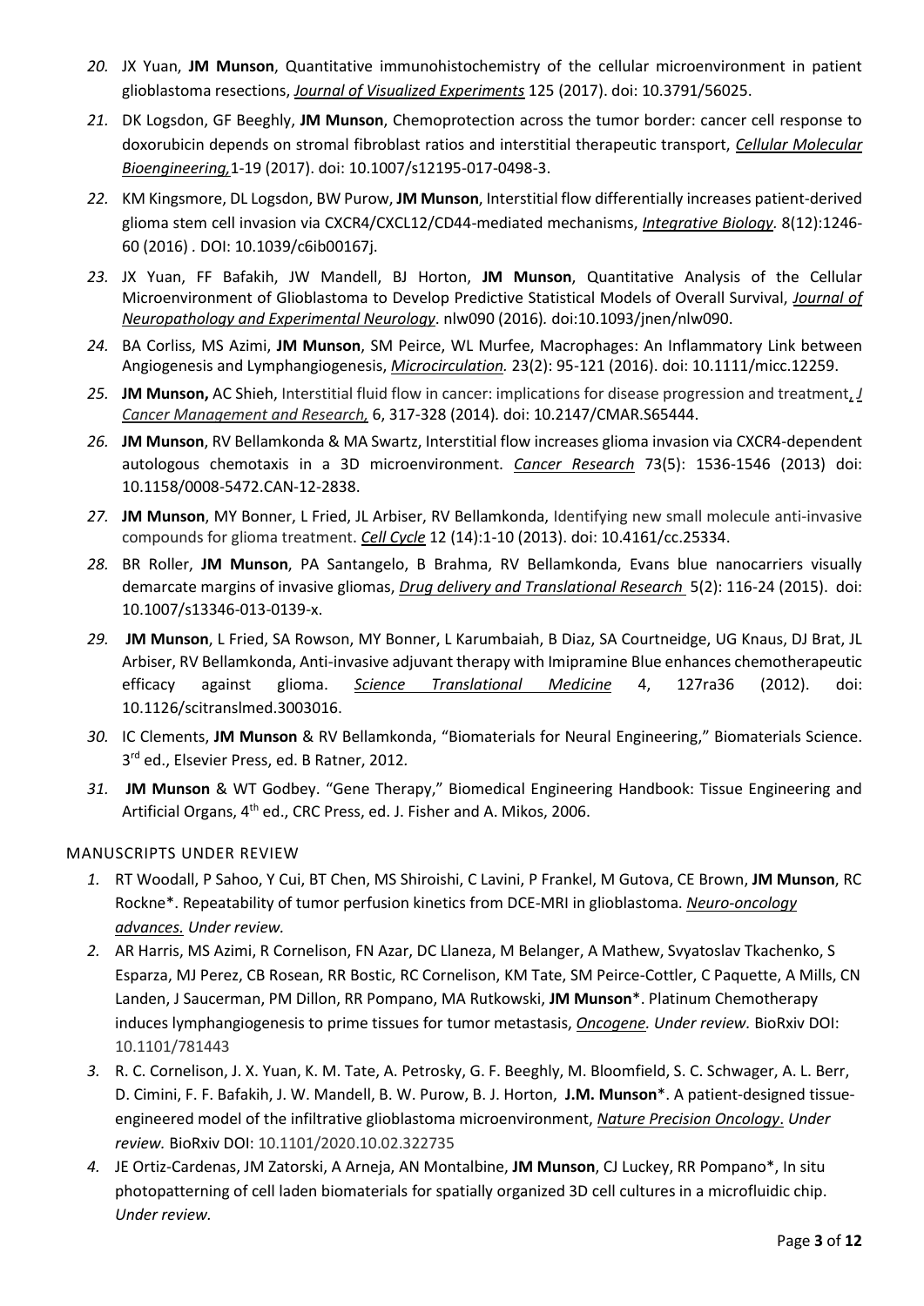20. JX Yuan, **JM Munson**, Quantitative immunohistochemistry of the cellular microenvironment in patient glioblastoma resections, *Journal of Visualized Experiments* 125 (2017). doi: 10.3791/56025.

21. DK Logsdon, GF Beeghly, **JM Munson**, Chemoprotection across the tumor border: cancer cell response to doxorubicin depends on stromal fibroblast ratios and interstitial therapeutic transport, *Cellular Molecular Bioengineering,*1-19 (2017). doi: 10.1007/s12195-017-0498-3.

22. KM Kingsmore, DL Logsdon, BW Purow, **JM Munson**, Interstitial flow differentially increases patient-derived glioma stem cell invasion via CXCR4/CXCL12/CD44-mediated mechanisms, *Integrative Biology.* 8(12):1246-60 (2016) . DOI: 10.1039/c6ib00167j.

23. JX Yuan, FF Bafakih, JW Mandell, BJ Horton, **JM Munson**, Quantitative Analysis of the Cellular Microenvironment of Glioblastoma to Develop Predictive Statistical Models of Overall Survival, *Journal of Neuropathology and Experimental Neurology*. nlw090 (2016). doi:10.1093/jnen/nlw090.

24. BA Corliss, MS Azimi, **JM Munson**, SM Peirce, WL Murfee, Macrophages: An Inflammatory Link between Angiogenesis and Lymphangiogenesis, *Microcirculation.* 23(2): 95-121 (2016). doi: 10.1111/micc.12259.

25. **JM Munson,** AC Shieh, Interstitial fluid flow in cancer: implications for disease progression and treatment, *J Cancer Management and Research,* 6, 317-328 (2014). doi: 10.2147/CMAR.S65444.

26. **JM Munson**, RV Bellamkonda & MA Swartz, Interstitial flow increases glioma invasion via CXCR4-dependent autologous chemotaxis in a 3D microenvironment. *Cancer Research* 73(5): 1536-1546 (2013) doi: 10.1158/0008-5472.CAN-12-2838.

27. **JM Munson**, MY Bonner, L Fried, JL Arbiser, RV Bellamkonda, Identifying new small molecule anti-invasive compounds for glioma treatment. *Cell Cycle* 12 (14):1-10 (2013). doi: 10.4161/cc.25334.

28. BR Roller, **JM Munson**, PA Santangelo, B Brahma, RV Bellamkonda, Evans blue nanocarriers visually demarcate margins of invasive gliomas, *Drug delivery and Translational Research* 5(2): 116-24 (2015). doi: 10.1007/s13346-013-0139-x.

29. **JM Munson**, L Fried, SA Rowson, MY Bonner, L Karumbaiah, B Diaz, SA Courtneidge, UG Knaus, DJ Brat, JL Arbiser, RV Bellamkonda, Anti-invasive adjuvant therapy with Imipramine Blue enhances chemotherapeutic efficacy against glioma. *Science Translational Medicine* 4, 127ra36 (2012). doi: 10.1126/scitranslmed.3003016.

30. IC Clements, **JM Munson** & RV Bellamkonda, "Biomaterials for Neural Engineering," Biomaterials Science. 3rd ed., Elsevier Press, ed. B Ratner, 2012.

31. **JM Munson** & WT Godbey. "Gene Therapy," Biomedical Engineering Handbook: Tissue Engineering and Artificial Organs, 4th ed., CRC Press, ed. J. Fisher and A. Mikos, 2006.

## MANUSCRIPTS UNDER REVIEW

1. RT Woodall, P Sahoo, Y Cui, BT Chen, MS Shiroishi, C Lavini, P Frankel, M Gutova, CE Brown, **JM Munson**, RC Rockne*. Repeatability of tumor perfusion kinetics from DCE-MRI in glioblastoma. *Neuro-oncology advances. Under review.*

2. AR Harris, MS Azimi, R Cornelison, FN Azar, DC Llaneza, M Belanger, A Mathew, Svyatoslav Tkachenko, S Esparza, MJ Perez, CB Rosean, RR Bostic, RC Cornelison, KM Tate, SM Peirce-Cottler, C Paquette, A Mills, CN Landen, J Saucerman, PM Dillon, RR Pompano, MA Rutkowski, **JM Munson***. Platinum Chemotherapy induces lymphangiogenesis to prime tissues for tumor metastasis, *Oncogene. Under review.* BioRxiv DOI: 10.1101/781443

3. R. C. Cornelison, J. X. Yuan, K. M. Tate, A. Petrosky, G. F. Beeghly, M. Bloomfield, S. C. Schwager, A. L. Berr, D. Cimini, F. F. Bafakih, J. W. Mandell, B. W. Purow, B. J. Horton, **J.M. Munson***. A patient-designed tissue-engineered model of the infiltrative glioblastoma microenvironment, *Nature Precision Oncology*. *Under review.* BioRxiv DOI: 10.1101/2020.10.02.322735

4. JE Ortiz-Cardenas, JM Zatorski, A Arneja, AN Montalbine, **JM Munson**, CJ Luckey, RR Pompano*, In situ photopatterning of cell laden biomaterials for spatially organized 3D cell cultures in a microfluidic chip. *Under review.*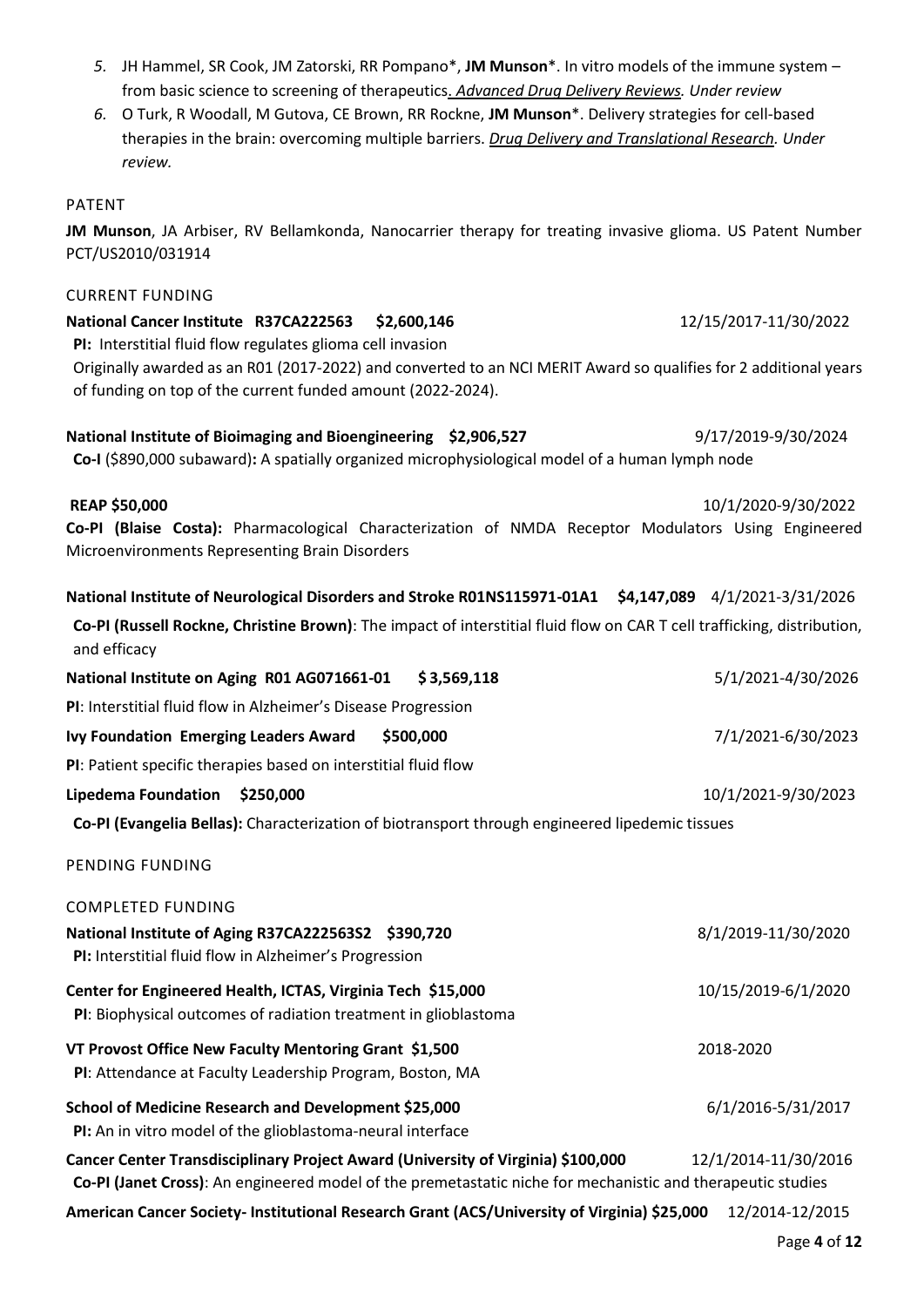5. JH Hammel, SR Cook, JM Zatorski, RR Pompano*, **JM Munson***. In vitro models of the immune system – from basic science to screening of therapeutics*. Advanced Drug Delivery Reviews. Under review*
6. O Turk, R Woodall, M Gutova, CE Brown, RR Rockne, **JM Munson***. Delivery strategies for cell-based therapies in the brain: overcoming multiple barriers. *Drug Delivery and Translational Research. Under review.*

## PATENT

**JM Munson**, JA Arbiser, RV Bellamkonda, Nanocarrier therapy for treating invasive glioma. US Patent Number PCT/US2010/031914

## CURRENT FUNDING

**National Cancer Institute R37CA222563 $2,600,146** 12/15/2017-11/30/2022
**PI:** Interstitial fluid flow regulates glioma cell invasion
Originally awarded as an R01 (2017-2022) and converted to an NCI MERIT Award so qualifies for 2 additional years of funding on top of the current funded amount (2022-2024).

**National Institute of Bioimaging and Bioengineering $2,906,527** 9/17/2019-9/30/2024
**Co-I** ($890,000 subaward)**:** A spatially organized microphysiological model of a human lymph node

**REAP $50,000** 10/1/2020-9/30/2022
**Co-PI (Blaise Costa):** Pharmacological Characterization of NMDA Receptor Modulators Using Engineered Microenvironments Representing Brain Disorders

**National Institute of Neurological Disorders and Stroke R01NS115971-01A1 $4,147,089** 4/1/2021-3/31/2026
**Co-PI (Russell Rockne, Christine Brown)**: The impact of interstitial fluid flow on CAR T cell trafficking, distribution, and efficacy

**National Institute on Aging R01 AG071661-01 $ 3,569,118** 5/1/2021-4/30/2026
**PI**: Interstitial fluid flow in Alzheimer's Disease Progression

**Ivy Foundation Emerging Leaders Award $500,000** 7/1/2021-6/30/2023
**PI**: Patient specific therapies based on interstitial fluid flow

**Lipedema Foundation $250,000** 10/1/2021-9/30/2023
**Co-PI (Evangelia Bellas):** Characterization of biotransport through engineered lipedemic tissues

## PENDING FUNDING

## COMPLETED FUNDING

**National Institute of Aging R37CA222563S2 $390,720** 8/1/2019-11/30/2020
**PI:** Interstitial fluid flow in Alzheimer's Progression

**Center for Engineered Health, ICTAS, Virginia Tech $15,000** 10/15/2019-6/1/2020
**PI**: Biophysical outcomes of radiation treatment in glioblastoma

**VT Provost Office New Faculty Mentoring Grant $1,500** 2018-2020
**PI**: Attendance at Faculty Leadership Program, Boston, MA

**School of Medicine Research and Development $25,000** 6/1/2016-5/31/2017
**PI:** An in vitro model of the glioblastoma-neural interface

**Cancer Center Transdisciplinary Project Award (University of Virginia) $100,000** 12/1/2014-11/30/2016
**Co-PI (Janet Cross)**: An engineered model of the premetastatic niche for mechanistic and therapeutic studies

**American Cancer Society- Institutional Research Grant (ACS/University of Virginia) $25,000** 12/2014-12/2015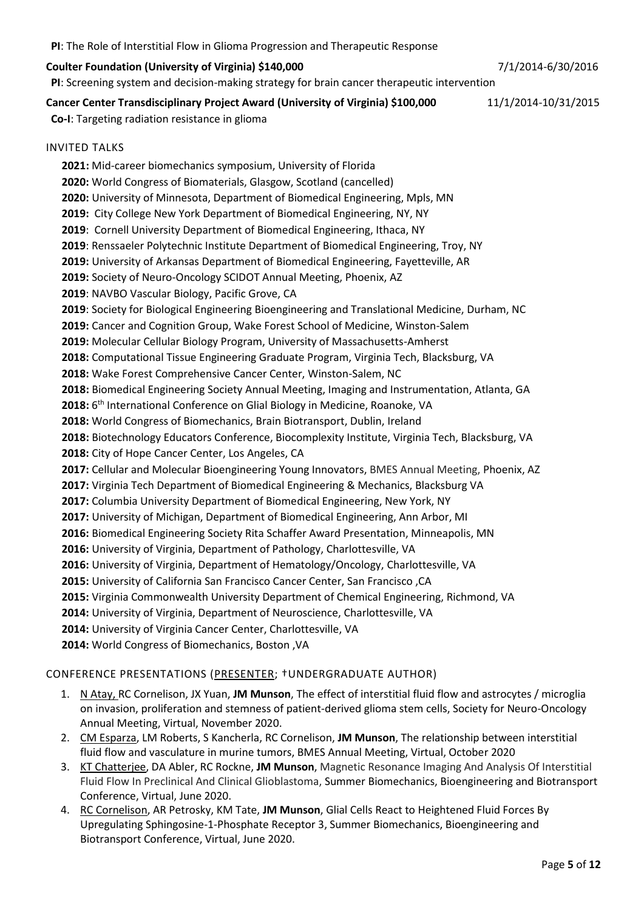**PI**: The Role of Interstitial Flow in Glioma Progression and Therapeutic Response

**Coulter Foundation (University of Virginia) $140,000** 7/1/2014-6/30/2016

**PI**: Screening system and decision-making strategy for brain cancer therapeutic intervention

**Cancer Center Transdisciplinary Project Award (University of Virginia) $100,000** 11/1/2014-10/31/2015

**Co-I**: Targeting radiation resistance in glioma

## INVITED TALKS

**2021:** Mid-career biomechanics symposium, University of Florida
**2020:** World Congress of Biomaterials, Glasgow, Scotland (cancelled)
**2020:** University of Minnesota, Department of Biomedical Engineering, Mpls, MN
**2019:** City College New York Department of Biomedical Engineering, NY, NY
**2019**: Cornell University Department of Biomedical Engineering, Ithaca, NY
**2019**: Renssaeler Polytechnic Institute Department of Biomedical Engineering, Troy, NY
**2019:** University of Arkansas Department of Biomedical Engineering, Fayetteville, AR
**2019:** Society of Neuro-Oncology SCIDOT Annual Meeting, Phoenix, AZ
**2019**: NAVBO Vascular Biology, Pacific Grove, CA
**2019**: Society for Biological Engineering Bioengineering and Translational Medicine, Durham, NC
**2019:** Cancer and Cognition Group, Wake Forest School of Medicine, Winston-Salem
**2019:** Molecular Cellular Biology Program, University of Massachusetts-Amherst
**2018:** Computational Tissue Engineering Graduate Program, Virginia Tech, Blacksburg, VA
**2018:** Wake Forest Comprehensive Cancer Center, Winston-Salem, NC
**2018:** Biomedical Engineering Society Annual Meeting, Imaging and Instrumentation, Atlanta, GA
**2018:** 6th International Conference on Glial Biology in Medicine, Roanoke, VA
**2018:** World Congress of Biomechanics, Brain Biotransport, Dublin, Ireland
**2018:** Biotechnology Educators Conference, Biocomplexity Institute, Virginia Tech, Blacksburg, VA
**2018:** City of Hope Cancer Center, Los Angeles, CA
**2017:** Cellular and Molecular Bioengineering Young Innovators, BMES Annual Meeting, Phoenix, AZ
**2017:** Virginia Tech Department of Biomedical Engineering & Mechanics, Blacksburg VA
**2017:** Columbia University Department of Biomedical Engineering, New York, NY
**2017:** University of Michigan, Department of Biomedical Engineering, Ann Arbor, MI
**2016:** Biomedical Engineering Society Rita Schaffer Award Presentation, Minneapolis, MN
**2016:** University of Virginia, Department of Pathology, Charlottesville, VA
**2016:** University of Virginia, Department of Hematology/Oncology, Charlottesville, VA
**2015:** University of California San Francisco Cancer Center, San Francisco ,CA
**2015:** Virginia Commonwealth University Department of Chemical Engineering, Richmond, VA
**2014:** University of Virginia, Department of Neuroscience, Charlottesville, VA
**2014:** University of Virginia Cancer Center, Charlottesville, VA
**2014:** World Congress of Biomechanics, Boston ,VA

## CONFERENCE PRESENTATIONS (PRESENTER; †UNDERGRADUATE AUTHOR)

1. N Atay, RC Cornelison, JX Yuan, **JM Munson**, The effect of interstitial fluid flow and astrocytes / microglia on invasion, proliferation and stemness of patient-derived glioma stem cells, Society for Neuro-Oncology Annual Meeting, Virtual, November 2020.
2. CM Esparza, LM Roberts, S Kancherla, RC Cornelison, **JM Munson**, The relationship between interstitial fluid flow and vasculature in murine tumors, BMES Annual Meeting, Virtual, October 2020
3. KT Chatterjee, DA Abler, RC Rockne, **JM Munson**, Magnetic Resonance Imaging And Analysis Of Interstitial Fluid Flow In Preclinical And Clinical Glioblastoma, Summer Biomechanics, Bioengineering and Biotransport Conference, Virtual, June 2020.
4. RC Cornelison, AR Petrosky, KM Tate, **JM Munson**, Glial Cells React to Heightened Fluid Forces By Upregulating Sphingosine-1-Phosphate Receptor 3, Summer Biomechanics, Bioengineering and Biotransport Conference, Virtual, June 2020.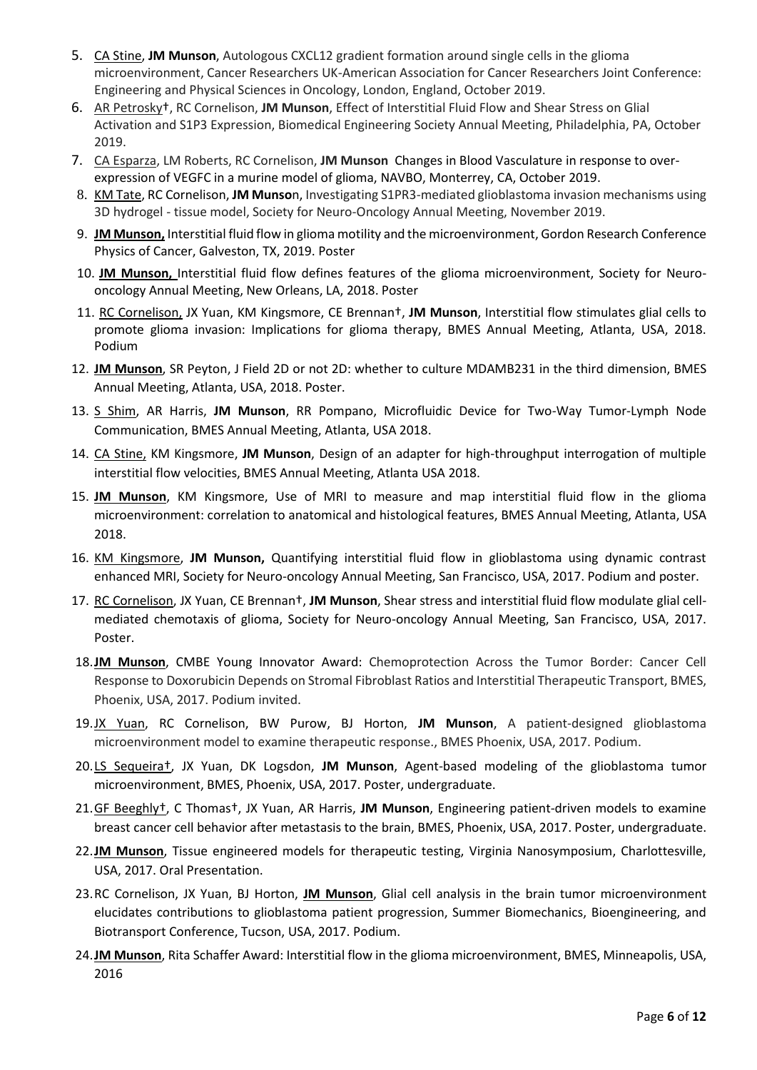5. CA Stine, **JM Munson**, Autologous CXCL12 gradient formation around single cells in the glioma microenvironment, Cancer Researchers UK-American Association for Cancer Researchers Joint Conference: Engineering and Physical Sciences in Oncology, London, England, October 2019.
6. AR Petrosky†, RC Cornelison, **JM Munson**, Effect of Interstitial Fluid Flow and Shear Stress on Glial Activation and S1P3 Expression, Biomedical Engineering Society Annual Meeting, Philadelphia, PA, October 2019.
7. CA Esparza, LM Roberts, RC Cornelison, **JM Munson** Changes in Blood Vasculature in response to over-expression of VEGFC in a murine model of glioma, NAVBO, Monterrey, CA, October 2019.
8. KM Tate, RC Cornelison, **JM Munso**n, Investigating S1PR3-mediated glioblastoma invasion mechanisms using 3D hydrogel - tissue model, Society for Neuro-Oncology Annual Meeting, November 2019.
9. **JM Munson,** Interstitial fluid flow in glioma motility and the microenvironment, Gordon Research Conference Physics of Cancer, Galveston, TX, 2019. Poster
10. **JM Munson,** Interstitial fluid flow defines features of the glioma microenvironment, Society for Neuro-oncology Annual Meeting, New Orleans, LA, 2018. Poster
11. RC Cornelison, JX Yuan, KM Kingsmore, CE Brennan†, **JM Munson**, Interstitial flow stimulates glial cells to promote glioma invasion: Implications for glioma therapy, BMES Annual Meeting, Atlanta, USA, 2018. Podium
12. **JM Munson**, SR Peyton, J Field 2D or not 2D: whether to culture MDAMB231 in the third dimension, BMES Annual Meeting, Atlanta, USA, 2018. Poster.
13. S Shim, AR Harris, **JM Munson**, RR Pompano, Microfluidic Device for Two-Way Tumor-Lymph Node Communication, BMES Annual Meeting, Atlanta, USA 2018.
14. CA Stine, KM Kingsmore, **JM Munson**, Design of an adapter for high-throughput interrogation of multiple interstitial flow velocities, BMES Annual Meeting, Atlanta USA 2018.
15. **JM Munson**, KM Kingsmore, Use of MRI to measure and map interstitial fluid flow in the glioma microenvironment: correlation to anatomical and histological features, BMES Annual Meeting, Atlanta, USA 2018.
16. KM Kingsmore, **JM Munson,** Quantifying interstitial fluid flow in glioblastoma using dynamic contrast enhanced MRI, Society for Neuro-oncology Annual Meeting, San Francisco, USA, 2017. Podium and poster.
17. RC Cornelison, JX Yuan, CE Brennan†, **JM Munson**, Shear stress and interstitial fluid flow modulate glial cell-mediated chemotaxis of glioma, Society for Neuro-oncology Annual Meeting, San Francisco, USA, 2017. Poster.
18. **JM Munson**, CMBE Young Innovator Award: Chemoprotection Across the Tumor Border: Cancer Cell Response to Doxorubicin Depends on Stromal Fibroblast Ratios and Interstitial Therapeutic Transport, BMES, Phoenix, USA, 2017. Podium invited.
19. JX Yuan, RC Cornelison, BW Purow, BJ Horton, **JM Munson**, A patient-designed glioblastoma microenvironment model to examine therapeutic response., BMES Phoenix, USA, 2017. Podium.
20. LS Sequeira†, JX Yuan, DK Logsdon, **JM Munson**, Agent-based modeling of the glioblastoma tumor microenvironment, BMES, Phoenix, USA, 2017. Poster, undergraduate.
21. GF Beeghly†, C Thomas†, JX Yuan, AR Harris, **JM Munson**, Engineering patient-driven models to examine breast cancer cell behavior after metastasis to the brain, BMES, Phoenix, USA, 2017. Poster, undergraduate.
22. **JM Munson**, Tissue engineered models for therapeutic testing, Virginia Nanosymposium, Charlottesville, USA, 2017. Oral Presentation.
23. RC Cornelison, JX Yuan, BJ Horton, **JM Munson**, Glial cell analysis in the brain tumor microenvironment elucidates contributions to glioblastoma patient progression, Summer Biomechanics, Bioengineering, and Biotransport Conference, Tucson, USA, 2017. Podium.
24. **JM Munson**, Rita Schaffer Award: Interstitial flow in the glioma microenvironment, BMES, Minneapolis, USA, 2016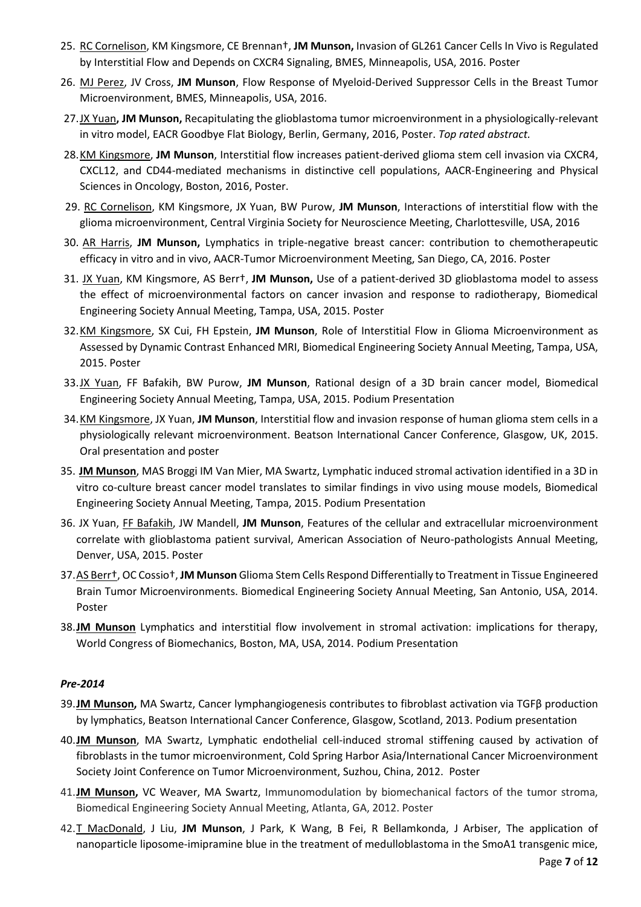25. RC Cornelison, KM Kingsmore, CE Brennan†, **JM Munson,** Invasion of GL261 Cancer Cells In Vivo is Regulated by Interstitial Flow and Depends on CXCR4 Signaling, BMES, Minneapolis, USA, 2016. Poster
26. MJ Perez, JV Cross, **JM Munson**, Flow Response of Myeloid-Derived Suppressor Cells in the Breast Tumor Microenvironment, BMES, Minneapolis, USA, 2016.
27. JX Yuan**, JM Munson,** Recapitulating the glioblastoma tumor microenvironment in a physiologically-relevant in vitro model, EACR Goodbye Flat Biology, Berlin, Germany, 2016, Poster. *Top rated abstract.*
28. KM Kingsmore, **JM Munson**, Interstitial flow increases patient-derived glioma stem cell invasion via CXCR4, CXCL12, and CD44-mediated mechanisms in distinctive cell populations, AACR-Engineering and Physical Sciences in Oncology, Boston, 2016, Poster.
29. RC Cornelison, KM Kingsmore, JX Yuan, BW Purow, **JM Munson**, Interactions of interstitial flow with the glioma microenvironment, Central Virginia Society for Neuroscience Meeting, Charlottesville, USA, 2016
30. AR Harris, **JM Munson,** Lymphatics in triple-negative breast cancer: contribution to chemotherapeutic efficacy in vitro and in vivo, AACR-Tumor Microenvironment Meeting, San Diego, CA, 2016. Poster
31. JX Yuan, KM Kingsmore, AS Berr†, **JM Munson,** Use of a patient-derived 3D glioblastoma model to assess the effect of microenvironmental factors on cancer invasion and response to radiotherapy, Biomedical Engineering Society Annual Meeting, Tampa, USA, 2015. Poster
32. KM Kingsmore, SX Cui, FH Epstein, **JM Munson**, Role of Interstitial Flow in Glioma Microenvironment as Assessed by Dynamic Contrast Enhanced MRI, Biomedical Engineering Society Annual Meeting, Tampa, USA, 2015. Poster
33. JX Yuan, FF Bafakih, BW Purow, **JM Munson**, Rational design of a 3D brain cancer model, Biomedical Engineering Society Annual Meeting, Tampa, USA, 2015. Podium Presentation
34. KM Kingsmore, JX Yuan, **JM Munson**, Interstitial flow and invasion response of human glioma stem cells in a physiologically relevant microenvironment. Beatson International Cancer Conference, Glasgow, UK, 2015. Oral presentation and poster
35. **JM Munson**, MAS Broggi IM Van Mier, MA Swartz, Lymphatic induced stromal activation identified in a 3D in vitro co-culture breast cancer model translates to similar findings in vivo using mouse models, Biomedical Engineering Society Annual Meeting, Tampa, 2015. Podium Presentation
36. JX Yuan, FF Bafakih, JW Mandell, **JM Munson**, Features of the cellular and extracellular microenvironment correlate with glioblastoma patient survival, American Association of Neuro-pathologists Annual Meeting, Denver, USA, 2015. Poster
37. AS Berr†, OC Cossio†, **JM Munson** Glioma Stem Cells Respond Differentially to Treatment in Tissue Engineered Brain Tumor Microenvironments. Biomedical Engineering Society Annual Meeting, San Antonio, USA, 2014. Poster
38. **JM Munson** Lymphatics and interstitial flow involvement in stromal activation: implications for therapy, World Congress of Biomechanics, Boston, MA, USA, 2014. Podium Presentation

### *Pre-2014*

39. **JM Munson,** MA Swartz, Cancer lymphangiogenesis contributes to fibroblast activation via TGFβ production by lymphatics, Beatson International Cancer Conference, Glasgow, Scotland, 2013. Podium presentation
40. **JM Munson**, MA Swartz, Lymphatic endothelial cell-induced stromal stiffening caused by activation of fibroblasts in the tumor microenvironment, Cold Spring Harbor Asia/International Cancer Microenvironment Society Joint Conference on Tumor Microenvironment, Suzhou, China, 2012. Poster
41. **JM Munson,** VC Weaver, MA Swartz, Immunomodulation by biomechanical factors of the tumor stroma, Biomedical Engineering Society Annual Meeting, Atlanta, GA, 2012. Poster
42. T MacDonald, J Liu, **JM Munson**, J Park, K Wang, B Fei, R Bellamkonda, J Arbiser, The application of nanoparticle liposome-imipramine blue in the treatment of medulloblastoma in the SmoA1 transgenic mice,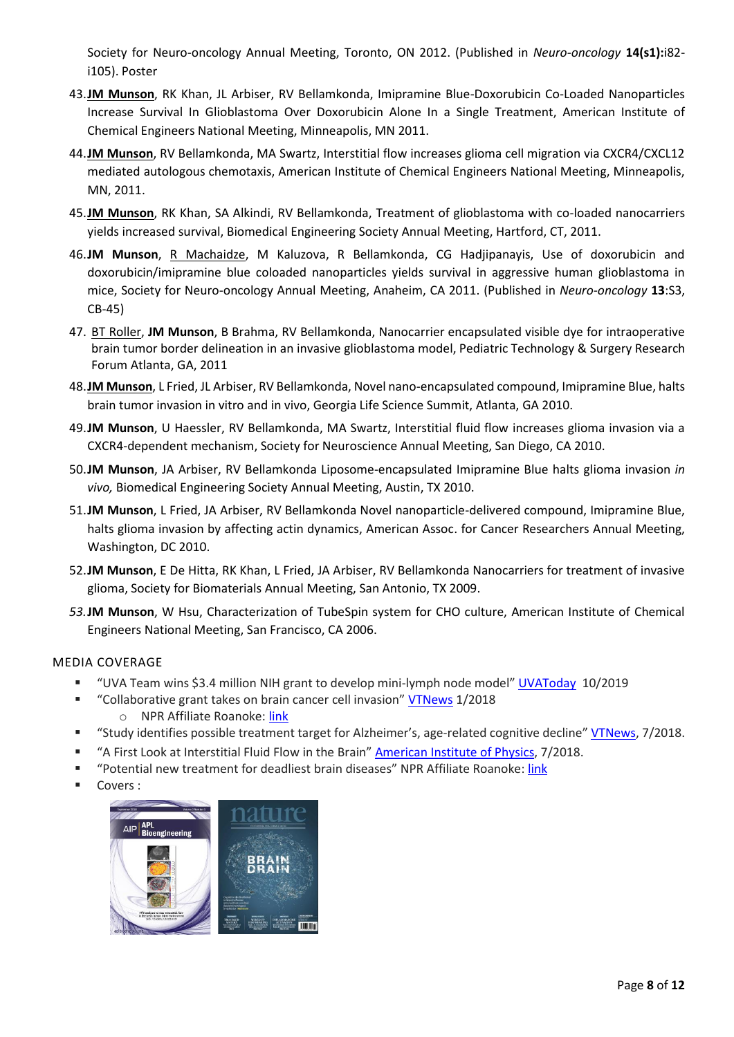Society for Neuro-oncology Annual Meeting, Toronto, ON 2012. (Published in *Neuro-oncology* **14(s1):**i82-i105). Poster

43. **JM Munson**, RK Khan, JL Arbiser, RV Bellamkonda, Imipramine Blue-Doxorubicin Co-Loaded Nanoparticles Increase Survival In Glioblastoma Over Doxorubicin Alone In a Single Treatment, American Institute of Chemical Engineers National Meeting, Minneapolis, MN 2011.
44. **JM Munson**, RV Bellamkonda, MA Swartz, Interstitial flow increases glioma cell migration via CXCR4/CXCL12 mediated autologous chemotaxis, American Institute of Chemical Engineers National Meeting, Minneapolis, MN, 2011.
45. **JM Munson**, RK Khan, SA Alkindi, RV Bellamkonda, Treatment of glioblastoma with co-loaded nanocarriers yields increased survival, Biomedical Engineering Society Annual Meeting, Hartford, CT, 2011.
46. **JM Munson**, R Machaidze, M Kaluzova, R Bellamkonda, CG Hadjipanayis, Use of doxorubicin and doxorubicin/imipramine blue coloaded nanoparticles yields survival in aggressive human glioblastoma in mice, Society for Neuro-oncology Annual Meeting, Anaheim, CA 2011. (Published in *Neuro-oncology* **13**:S3, CB-45)
47. BT Roller, **JM Munson**, B Brahma, RV Bellamkonda, Nanocarrier encapsulated visible dye for intraoperative brain tumor border delineation in an invasive glioblastoma model, Pediatric Technology & Surgery Research Forum Atlanta, GA, 2011
48. **JM Munson**, L Fried, JL Arbiser, RV Bellamkonda, Novel nano-encapsulated compound, Imipramine Blue, halts brain tumor invasion in vitro and in vivo, Georgia Life Science Summit, Atlanta, GA 2010.
49. **JM Munson**, U Haessler, RV Bellamkonda, MA Swartz, Interstitial fluid flow increases glioma invasion via a CXCR4-dependent mechanism, Society for Neuroscience Annual Meeting, San Diego, CA 2010.
50. **JM Munson**, JA Arbiser, RV Bellamkonda Liposome-encapsulated Imipramine Blue halts glioma invasion *in vivo,* Biomedical Engineering Society Annual Meeting, Austin, TX 2010.
51. **JM Munson**, L Fried, JA Arbiser, RV Bellamkonda Novel nanoparticle-delivered compound, Imipramine Blue, halts glioma invasion by affecting actin dynamics, American Assoc. for Cancer Researchers Annual Meeting, Washington, DC 2010.
52. **JM Munson**, E De Hitta, RK Khan, L Fried, JA Arbiser, RV Bellamkonda Nanocarriers for treatment of invasive glioma, Society for Biomaterials Annual Meeting, San Antonio, TX 2009.
53. **JM Munson**, W Hsu, Characterization of TubeSpin system for CHO culture, American Institute of Chemical Engineers National Meeting, San Francisco, CA 2006.

## MEDIA COVERAGE

- "UVA Team wins $3.4 million NIH grant to develop mini-lymph node model" UVAToday 10/2019
- "Collaborative grant takes on brain cancer cell invasion" VTNews 1/2018
  - NPR Affiliate Roanoke: link
- "Study identifies possible treatment target for Alzheimer's, age-related cognitive decline" VTNews, 7/2018.
- "A First Look at Interstitial Fluid Flow in the Brain" American Institute of Physics, 7/2018.
- "Potential new treatment for deadliest brain diseases" NPR Affiliate Roanoke: link
- Covers :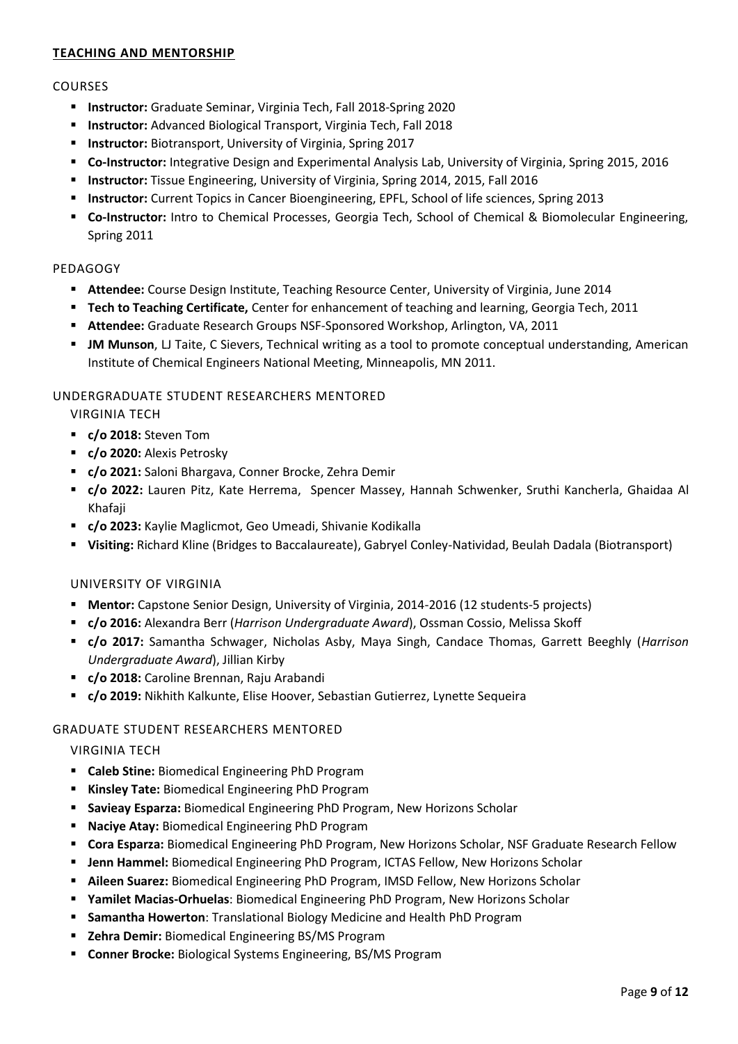## TEACHING AND MENTORSHIP

### COURSES

- **Instructor:** Graduate Seminar, Virginia Tech, Fall 2018-Spring 2020
- **Instructor:** Advanced Biological Transport, Virginia Tech, Fall 2018
- **Instructor:** Biotransport, University of Virginia, Spring 2017
- **Co-Instructor:** Integrative Design and Experimental Analysis Lab, University of Virginia, Spring 2015, 2016
- **Instructor:** Tissue Engineering, University of Virginia, Spring 2014, 2015, Fall 2016
- **Instructor:** Current Topics in Cancer Bioengineering, EPFL, School of life sciences, Spring 2013
- **Co-Instructor:** Intro to Chemical Processes, Georgia Tech, School of Chemical & Biomolecular Engineering, Spring 2011

### PEDAGOGY

- **Attendee:** Course Design Institute, Teaching Resource Center, University of Virginia, June 2014
- **Tech to Teaching Certificate,** Center for enhancement of teaching and learning, Georgia Tech, 2011
- **Attendee:** Graduate Research Groups NSF-Sponsored Workshop, Arlington, VA, 2011
- **JM Munson**, LJ Taite, C Sievers, Technical writing as a tool to promote conceptual understanding, American Institute of Chemical Engineers National Meeting, Minneapolis, MN 2011.

### UNDERGRADUATE STUDENT RESEARCHERS MENTORED

#### VIRGINIA TECH

- **c/o 2018:** Steven Tom
- **c/o 2020:** Alexis Petrosky
- **c/o 2021:** Saloni Bhargava, Conner Brocke, Zehra Demir
- **c/o 2022:** Lauren Pitz, Kate Herrema, Spencer Massey, Hannah Schwenker, Sruthi Kancherla, Ghaidaa Al Khafaji
- **c/o 2023:** Kaylie Maglicmot, Geo Umeadi, Shivanie Kodikalla
- **Visiting:** Richard Kline (Bridges to Baccalaureate), Gabryel Conley-Natividad, Beulah Dadala (Biotransport)

#### UNIVERSITY OF VIRGINIA

- **Mentor:** Capstone Senior Design, University of Virginia, 2014-2016 (12 students-5 projects)
- **c/o 2016:** Alexandra Berr (*Harrison Undergraduate Award*), Ossman Cossio, Melissa Skoff
- **c/o 2017:** Samantha Schwager, Nicholas Asby, Maya Singh, Candace Thomas, Garrett Beeghly (*Harrison Undergraduate Award*), Jillian Kirby
- **c/o 2018:** Caroline Brennan, Raju Arabandi
- **c/o 2019:** Nikhith Kalkunte, Elise Hoover, Sebastian Gutierrez, Lynette Sequeira

### GRADUATE STUDENT RESEARCHERS MENTORED

#### VIRGINIA TECH

- **Caleb Stine:** Biomedical Engineering PhD Program
- **Kinsley Tate:** Biomedical Engineering PhD Program
- **Savieay Esparza:** Biomedical Engineering PhD Program, New Horizons Scholar
- **Naciye Atay:** Biomedical Engineering PhD Program
- **Cora Esparza:** Biomedical Engineering PhD Program, New Horizons Scholar, NSF Graduate Research Fellow
- **Jenn Hammel:** Biomedical Engineering PhD Program, ICTAS Fellow, New Horizons Scholar
- **Aileen Suarez:** Biomedical Engineering PhD Program, IMSD Fellow, New Horizons Scholar
- **Yamilet Macias-Orhuelas**: Biomedical Engineering PhD Program, New Horizons Scholar
- **Samantha Howerton**: Translational Biology Medicine and Health PhD Program
- **Zehra Demir:** Biomedical Engineering BS/MS Program
- **Conner Brocke:** Biological Systems Engineering, BS/MS Program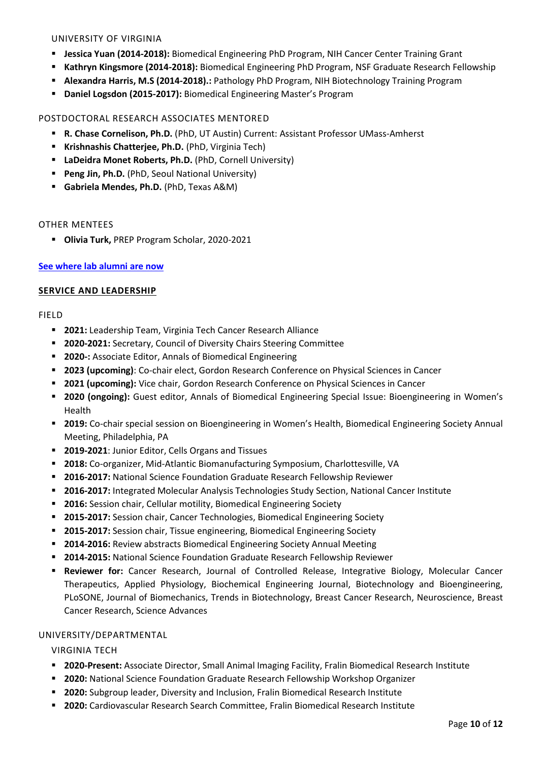UNIVERSITY OF VIRGINIA

- **Jessica Yuan (2014-2018):** Biomedical Engineering PhD Program, NIH Cancer Center Training Grant
- **Kathryn Kingsmore (2014-2018):** Biomedical Engineering PhD Program, NSF Graduate Research Fellowship
- **Alexandra Harris, M.S (2014-2018).:** Pathology PhD Program, NIH Biotechnology Training Program
- **Daniel Logsdon (2015-2017):** Biomedical Engineering Master's Program

POSTDOCTORAL RESEARCH ASSOCIATES MENTORED

- **R. Chase Cornelison, Ph.D.** (PhD, UT Austin) Current: Assistant Professor UMass-Amherst
- **Krishnashis Chatterjee, Ph.D.** (PhD, Virginia Tech)
- **LaDeidra Monet Roberts, Ph.D.** (PhD, Cornell University)
- **Peng Jin, Ph.D.** (PhD, Seoul National University)
- **Gabriela Mendes, Ph.D.** (PhD, Texas A&M)

OTHER MENTEES

- **Olivia Turk,** PREP Program Scholar, 2020-2021

**See where lab alumni are now**

## SERVICE AND LEADERSHIP

FIELD

- **2021:** Leadership Team, Virginia Tech Cancer Research Alliance
- **2020-2021:** Secretary, Council of Diversity Chairs Steering Committee
- **2020-:** Associate Editor, Annals of Biomedical Engineering
- **2023 (upcoming)**: Co-chair elect, Gordon Research Conference on Physical Sciences in Cancer
- **2021 (upcoming):** Vice chair, Gordon Research Conference on Physical Sciences in Cancer
- **2020 (ongoing):** Guest editor, Annals of Biomedical Engineering Special Issue: Bioengineering in Women's Health
- **2019:** Co-chair special session on Bioengineering in Women's Health, Biomedical Engineering Society Annual Meeting, Philadelphia, PA
- **2019-2021**: Junior Editor, Cells Organs and Tissues
- **2018:** Co-organizer, Mid-Atlantic Biomanufacturing Symposium, Charlottesville, VA
- **2016-2017:** National Science Foundation Graduate Research Fellowship Reviewer
- **2016-2017:** Integrated Molecular Analysis Technologies Study Section, National Cancer Institute
- **2016:** Session chair, Cellular motility, Biomedical Engineering Society
- **2015-2017:** Session chair, Cancer Technologies, Biomedical Engineering Society
- **2015-2017:** Session chair, Tissue engineering, Biomedical Engineering Society
- **2014-2016:** Review abstracts Biomedical Engineering Society Annual Meeting
- **2014-2015:** National Science Foundation Graduate Research Fellowship Reviewer
- **Reviewer for:** Cancer Research, Journal of Controlled Release, Integrative Biology, Molecular Cancer Therapeutics, Applied Physiology, Biochemical Engineering Journal, Biotechnology and Bioengineering, PLoSONE, Journal of Biomechanics, Trends in Biotechnology, Breast Cancer Research, Neuroscience, Breast Cancer Research, Science Advances

UNIVERSITY/DEPARTMENTAL

VIRGINIA TECH

- **2020-Present:** Associate Director, Small Animal Imaging Facility, Fralin Biomedical Research Institute
- **2020:** National Science Foundation Graduate Research Fellowship Workshop Organizer
- **2020:** Subgroup leader, Diversity and Inclusion, Fralin Biomedical Research Institute
- **2020:** Cardiovascular Research Search Committee, Fralin Biomedical Research Institute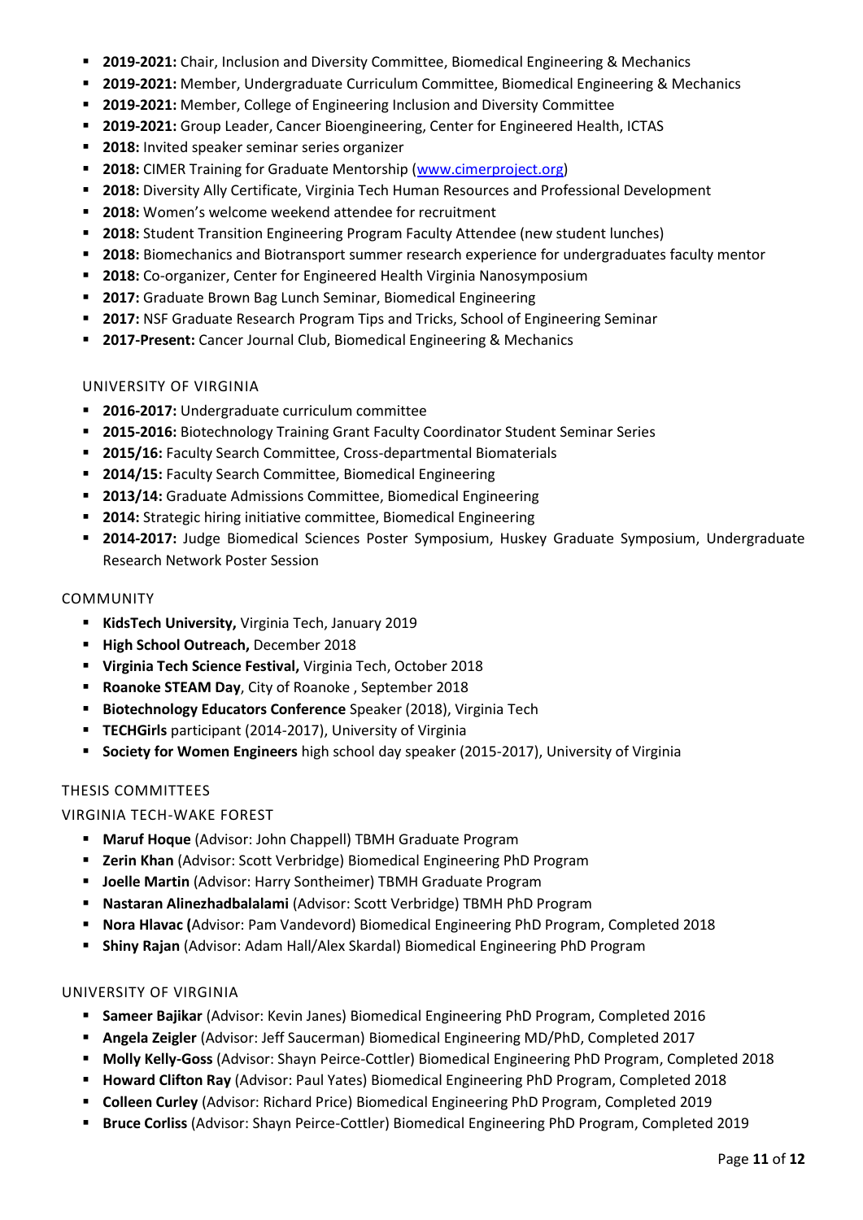- **2019-2021:** Chair, Inclusion and Diversity Committee, Biomedical Engineering & Mechanics
- **2019-2021:** Member, Undergraduate Curriculum Committee, Biomedical Engineering & Mechanics
- **2019-2021:** Member, College of Engineering Inclusion and Diversity Committee
- **2019-2021:** Group Leader, Cancer Bioengineering, Center for Engineered Health, ICTAS
- **2018:** Invited speaker seminar series organizer
- **2018:** CIMER Training for Graduate Mentorship ([www.cimerproject.org](www.cimerproject.org))
- **2018:** Diversity Ally Certificate, Virginia Tech Human Resources and Professional Development
- **2018:** Women's welcome weekend attendee for recruitment
- **2018:** Student Transition Engineering Program Faculty Attendee (new student lunches)
- **2018:** Biomechanics and Biotransport summer research experience for undergraduates faculty mentor
- **2018:** Co-organizer, Center for Engineered Health Virginia Nanosymposium
- **2017:** Graduate Brown Bag Lunch Seminar, Biomedical Engineering
- **2017:** NSF Graduate Research Program Tips and Tricks, School of Engineering Seminar
- **2017-Present:** Cancer Journal Club, Biomedical Engineering & Mechanics

### UNIVERSITY OF VIRGINIA

- **2016-2017:** Undergraduate curriculum committee
- **2015-2016:** Biotechnology Training Grant Faculty Coordinator Student Seminar Series
- **2015/16:** Faculty Search Committee, Cross-departmental Biomaterials
- **2014/15:** Faculty Search Committee, Biomedical Engineering
- **2013/14:** Graduate Admissions Committee, Biomedical Engineering
- **2014:** Strategic hiring initiative committee, Biomedical Engineering
- **2014-2017:** Judge Biomedical Sciences Poster Symposium, Huskey Graduate Symposium, Undergraduate Research Network Poster Session

## COMMUNITY

- **KidsTech University,** Virginia Tech, January 2019
- **High School Outreach,** December 2018
- **Virginia Tech Science Festival,** Virginia Tech, October 2018
- **Roanoke STEAM Day**, City of Roanoke , September 2018
- **Biotechnology Educators Conference** Speaker (2018), Virginia Tech
- **TECHGirls** participant (2014-2017), University of Virginia
- **Society for Women Engineers** high school day speaker (2015-2017), University of Virginia

## THESIS COMMITTEES

### VIRGINIA TECH-WAKE FOREST

- **Maruf Hoque** (Advisor: John Chappell) TBMH Graduate Program
- **Zerin Khan** (Advisor: Scott Verbridge) Biomedical Engineering PhD Program
- **Joelle Martin** (Advisor: Harry Sontheimer) TBMH Graduate Program
- **Nastaran Alinezhadbalalami** (Advisor: Scott Verbridge) TBMH PhD Program
- **Nora Hlavac (**Advisor: Pam Vandevord) Biomedical Engineering PhD Program, Completed 2018
- **Shiny Rajan** (Advisor: Adam Hall/Alex Skardal) Biomedical Engineering PhD Program

### UNIVERSITY OF VIRGINIA

- **Sameer Bajikar** (Advisor: Kevin Janes) Biomedical Engineering PhD Program, Completed 2016
- **Angela Zeigler** (Advisor: Jeff Saucerman) Biomedical Engineering MD/PhD, Completed 2017
- **Molly Kelly-Goss** (Advisor: Shayn Peirce-Cottler) Biomedical Engineering PhD Program, Completed 2018
- **Howard Clifton Ray** (Advisor: Paul Yates) Biomedical Engineering PhD Program, Completed 2018
- **Colleen Curley** (Advisor: Richard Price) Biomedical Engineering PhD Program, Completed 2019
- **Bruce Corliss** (Advisor: Shayn Peirce-Cottler) Biomedical Engineering PhD Program, Completed 2019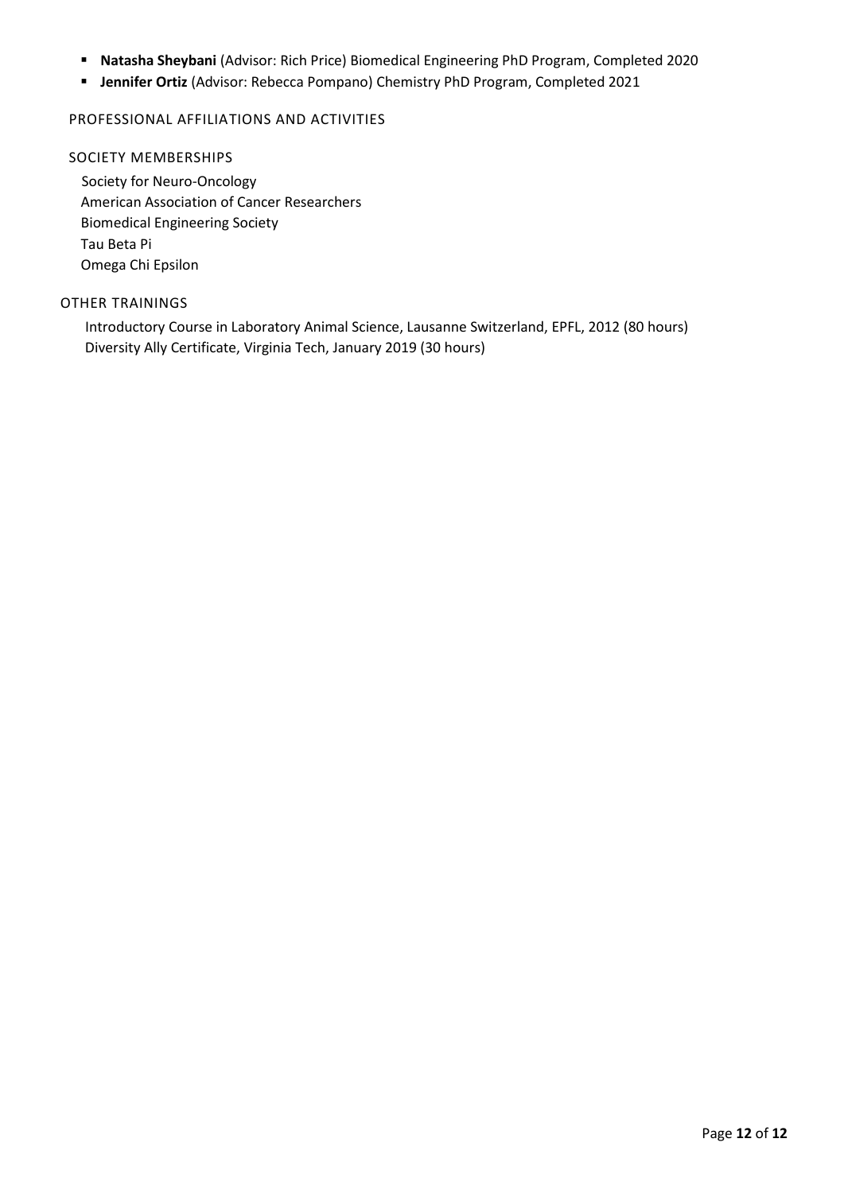- **Natasha Sheybani** (Advisor: Rich Price) Biomedical Engineering PhD Program, Completed 2020
- **Jennifer Ortiz** (Advisor: Rebecca Pompano) Chemistry PhD Program, Completed 2021

## PROFESSIONAL AFFILIATIONS AND ACTIVITIES

### SOCIETY MEMBERSHIPS

Society for Neuro-Oncology
American Association of Cancer Researchers
Biomedical Engineering Society
Tau Beta Pi
Omega Chi Epsilon

### OTHER TRAININGS

Introductory Course in Laboratory Animal Science, Lausanne Switzerland, EPFL, 2012 (80 hours)
Diversity Ally Certificate, Virginia Tech, January 2019 (30 hours)